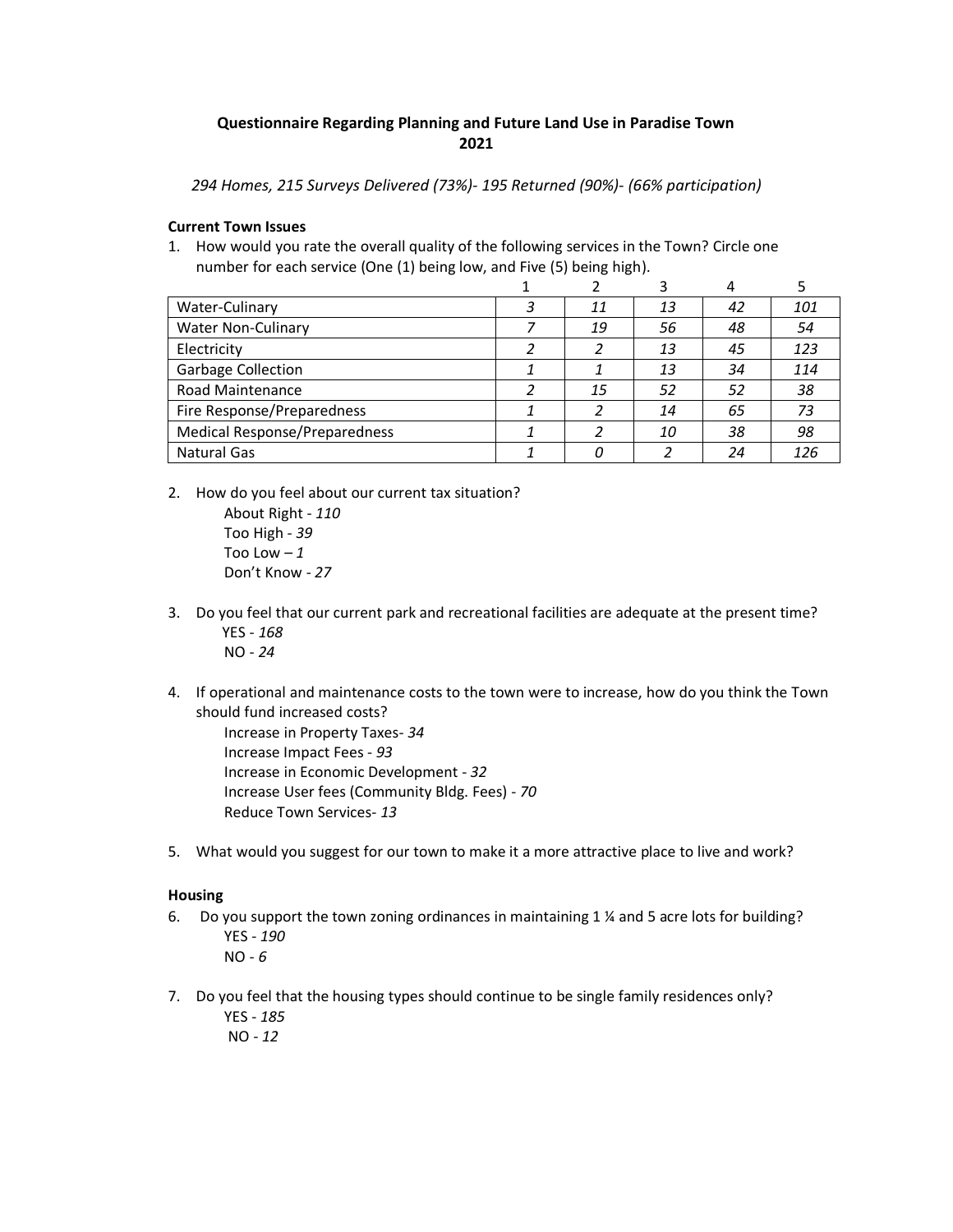# Questionnaire Regarding Planning and Future Land Use in Paradise Town 2021

*294 Homes, 215 Surveys Delivered (73%)- 195 Returned (90%)- (66% participation)*

**Current Town Issues**

1. How would you rate the overall quality of the following services in the Town? Circle one number for each service (One (1) being low, and Five (5) being high).

| | 1 | 2 | 3 | 4 | 5 |
|---|---|---|---|---|---|
| Water-Culinary | *3* | *11* | *13* | *42* | *101* |
| Water Non-Culinary | *7* | *19* | *56* | *48* | *54* |
| Electricity | *2* | *2* | *13* | *45* | *123* |
| Garbage Collection | *1* | *1* | *13* | *34* | *114* |
| Road Maintenance | *2* | *15* | *52* | *52* | *38* |
| Fire Response/Preparedness | *1* | *2* | *14* | *65* | *73* |
| Medical Response/Preparedness | *1* | *2* | *10* | *38* | *98* |
| Natural Gas | *1* | *0* | *2* | *24* | *126* |

2. How do you feel about our current tax situation?
   - About Right - *110*
   - Too High - *39*
   - Too Low – *1*
   - Don't Know - *27*

3. Do you feel that our current park and recreational facilities are adequate at the present time?
   - YES - *168*
   - NO - *24*

4. If operational and maintenance costs to the town were to increase, how do you think the Town should fund increased costs?
   - Increase in Property Taxes- *34*
   - Increase Impact Fees - *93*
   - Increase in Economic Development - *32*
   - Increase User fees (Community Bldg. Fees) - *70*
   - Reduce Town Services- *13*

5. What would you suggest for our town to make it a more attractive place to live and work?

**Housing**

6. Do you support the town zoning ordinances in maintaining 1 ¼ and 5 acre lots for building?
   - YES - *190*
   - NO - *6*

7. Do you feel that the housing types should continue to be single family residences only?
   - YES - *185*
   - NO - *12*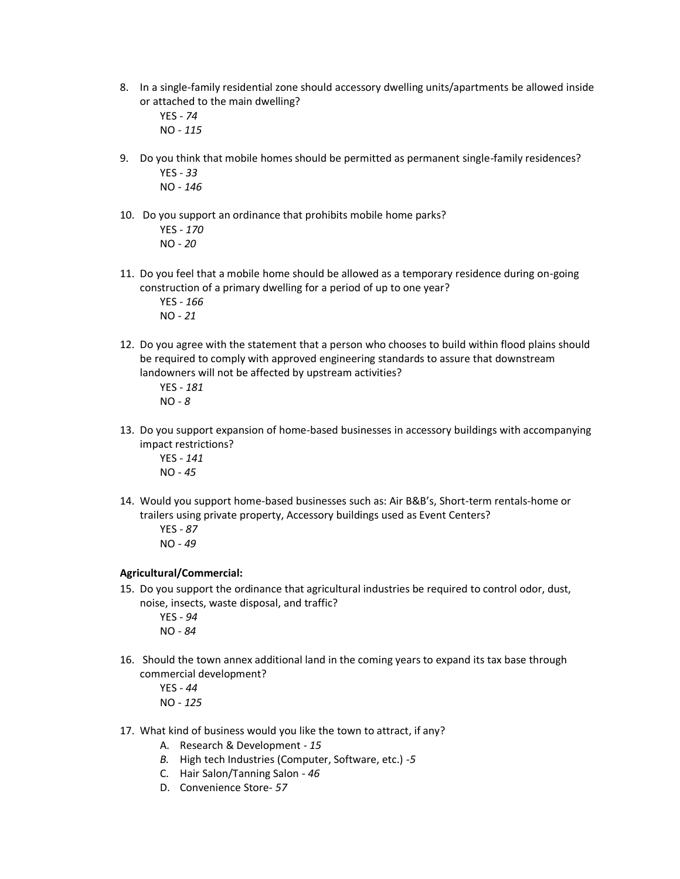8. In a single-family residential zone should accessory dwelling units/apartments be allowed inside or attached to the main dwelling?

   YES - *74*

   NO - *115*

9. Do you think that mobile homes should be permitted as permanent single-family residences?

   YES - *33*

   NO - *146*

10. Do you support an ordinance that prohibits mobile home parks?

    YES - *170*

    NO - *20*

11. Do you feel that a mobile home should be allowed as a temporary residence during on-going construction of a primary dwelling for a period of up to one year?

    YES - *166*

    NO - *21*

12. Do you agree with the statement that a person who chooses to build within flood plains should be required to comply with approved engineering standards to assure that downstream landowners will not be affected by upstream activities?

    YES - *181*

    NO - *8*

13. Do you support expansion of home-based businesses in accessory buildings with accompanying impact restrictions?

    YES - *141*

    NO - *45*

14. Would you support home-based businesses such as: Air B&B's, Short-term rentals-home or trailers using private property, Accessory buildings used as Event Centers?

    YES - *87*

    NO - *49*

**Agricultural/Commercial:**

15. Do you support the ordinance that agricultural industries be required to control odor, dust, noise, insects, waste disposal, and traffic?

    YES - *94*

    NO - *84*

16. Should the town annex additional land in the coming years to expand its tax base through commercial development?

    YES - *44*

    NO - *125*

17. What kind of business would you like the town to attract, if any?
    A. Research & Development - *15*
    B. High tech Industries (Computer, Software, etc.) -*5*
    C. Hair Salon/Tanning Salon - *46*
    D. Convenience Store- *57*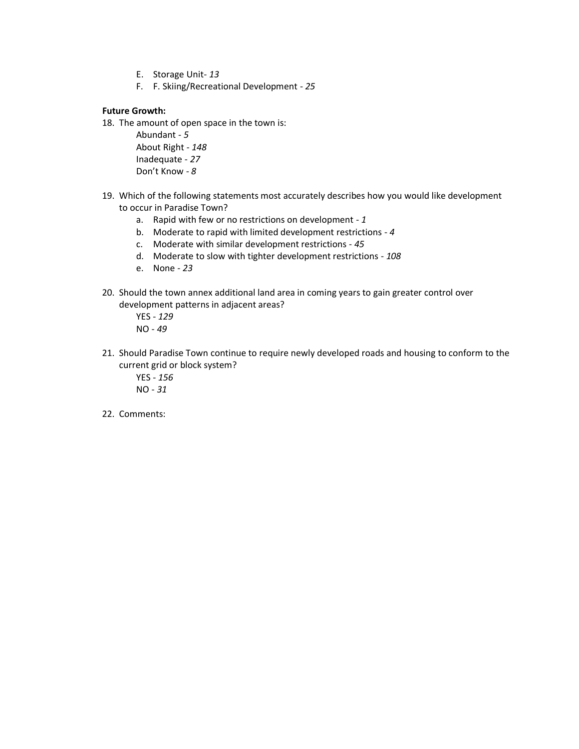E. Storage Unit- *13*

F. F. Skiing/Recreational Development - *25*

**Future Growth:**

18. The amount of open space in the town is:

    Abundant - *5*

    About Right - *148*

    Inadequate - *27*

    Don't Know - *8*

19. Which of the following statements most accurately describes how you would like development to occur in Paradise Town?
    a. Rapid with few or no restrictions on development - *1*
    b. Moderate to rapid with limited development restrictions - *4*
    c. Moderate with similar development restrictions - *45*
    d. Moderate to slow with tighter development restrictions - *108*
    e. None - *23*

20. Should the town annex additional land area in coming years to gain greater control over development patterns in adjacent areas?

    YES - *129*

    NO - *49*

21. Should Paradise Town continue to require newly developed roads and housing to conform to the current grid or block system?

    YES - *156*

    NO - *31*

22. Comments: